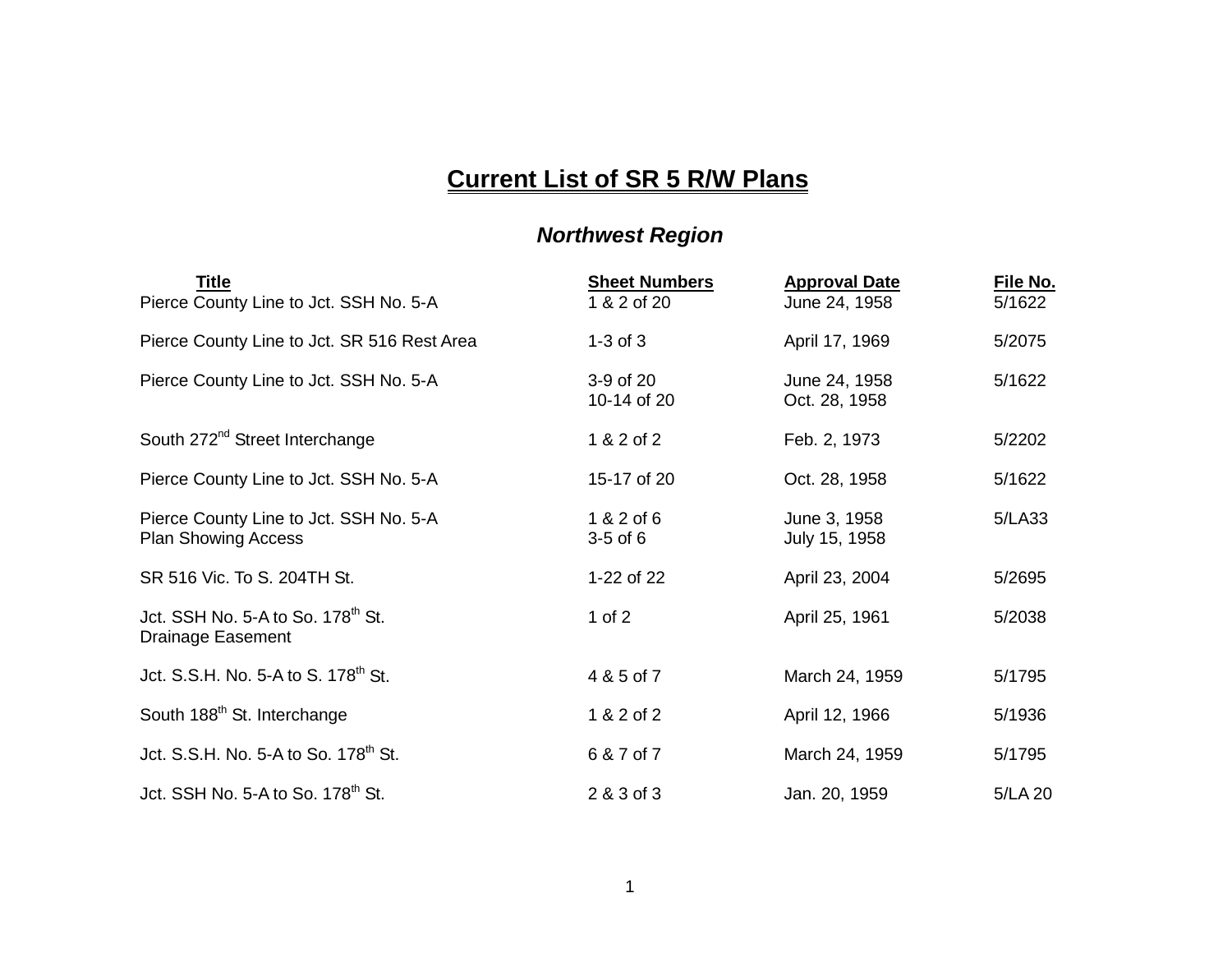# Current List of SR 5 R/W Plans

## *Northwest Region*

| Title | Sheet Numbers | Approval Date | File No. |
|---|---|---|---|
| Pierce County Line to Jct. SSH No. 5-A | 1 & 2 of 20 | June 24, 1958 | 5/1622 |
| Pierce County Line to Jct. SR 516 Rest Area | 1-3 of 3 | April 17, 1969 | 5/2075 |
| Pierce County Line to Jct. SSH No. 5-A | 3-9 of 20<br>10-14 of 20 | June 24, 1958<br>Oct. 28, 1958 | 5/1622 |
| South 272nd Street Interchange | 1 & 2 of 2 | Feb. 2, 1973 | 5/2202 |
| Pierce County Line to Jct. SSH No. 5-A | 15-17 of 20 | Oct. 28, 1958 | 5/1622 |
| Pierce County Line to Jct. SSH No. 5-A<br>Plan Showing Access | 1 & 2 of 6<br>3-5 of 6 | June 3, 1958<br>July 15, 1958 | 5/LA33 |
| SR 516 Vic. To S. 204TH St. | 1-22 of 22 | April 23, 2004 | 5/2695 |
| Jct. SSH No. 5-A to So. 178th St.<br>Drainage Easement | 1 of 2 | April 25, 1961 | 5/2038 |
| Jct. S.S.H. No. 5-A to S. 178th St. | 4 & 5 of 7 | March 24, 1959 | 5/1795 |
| South 188th St. Interchange | 1 & 2 of 2 | April 12, 1966 | 5/1936 |
| Jct. S.S.H. No. 5-A to So. 178th St. | 6 & 7 of 7 | March 24, 1959 | 5/1795 |
| Jct. SSH No. 5-A to So. 178th St. | 2 & 3 of 3 | Jan. 20, 1959 | 5/LA 20 |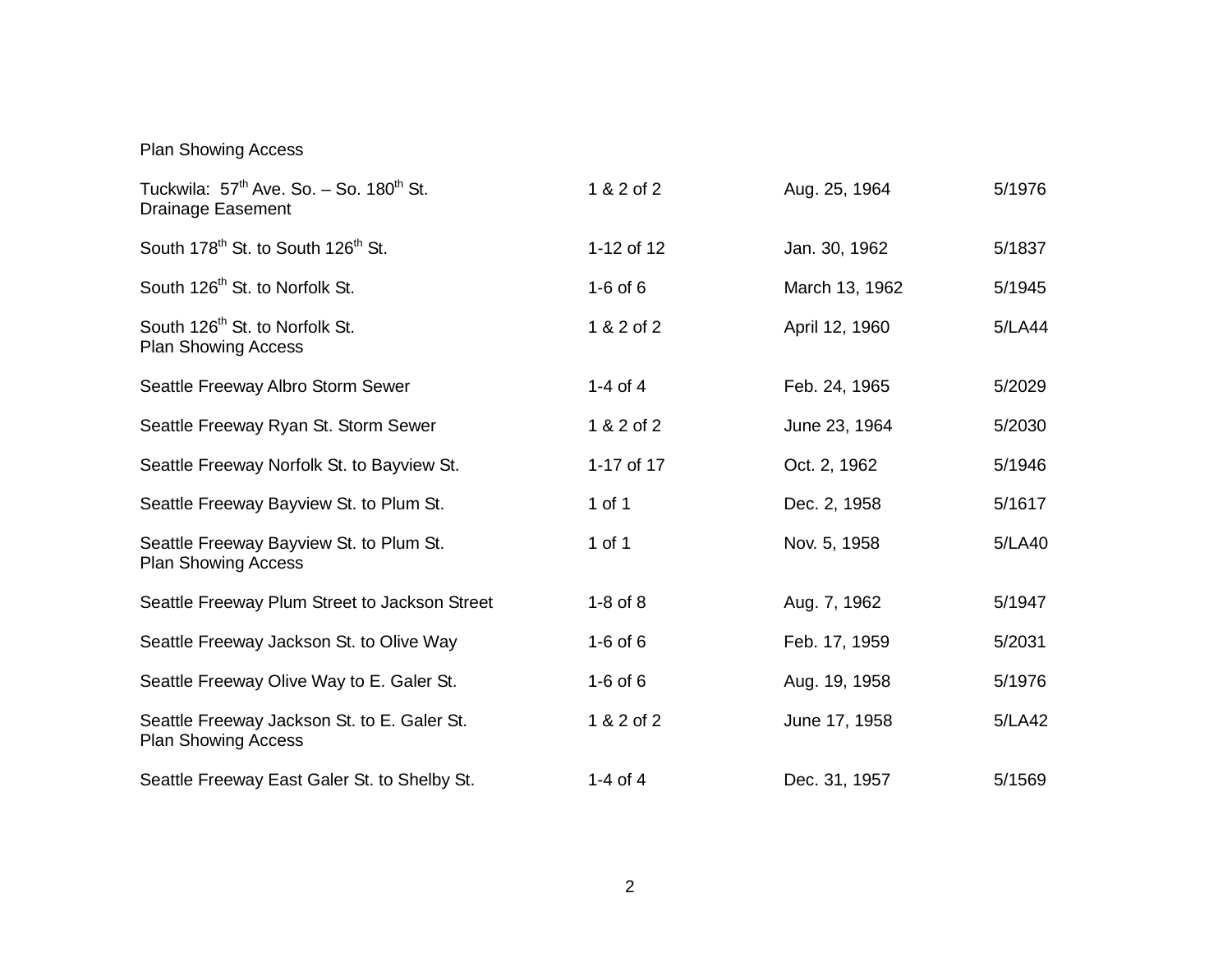Plan Showing Access

| | | | |
|---|---|---|---|
| Tuckwila: 57$^{th}$ Ave. So. – So. 180$^{th}$ St. Drainage Easement | 1 & 2 of 2 | Aug. 25, 1964 | 5/1976 |
| South 178$^{th}$ St. to South 126$^{th}$ St. | 1-12 of 12 | Jan. 30, 1962 | 5/1837 |
| South 126$^{th}$ St. to Norfolk St. | 1-6 of 6 | March 13, 1962 | 5/1945 |
| South 126$^{th}$ St. to Norfolk St. Plan Showing Access | 1 & 2 of 2 | April 12, 1960 | 5/LA44 |
| Seattle Freeway Albro Storm Sewer | 1-4 of 4 | Feb. 24, 1965 | 5/2029 |
| Seattle Freeway Ryan St. Storm Sewer | 1 & 2 of 2 | June 23, 1964 | 5/2030 |
| Seattle Freeway Norfolk St. to Bayview St. | 1-17 of 17 | Oct. 2, 1962 | 5/1946 |
| Seattle Freeway Bayview St. to Plum St. | 1 of 1 | Dec. 2, 1958 | 5/1617 |
| Seattle Freeway Bayview St. to Plum St. Plan Showing Access | 1 of 1 | Nov. 5, 1958 | 5/LA40 |
| Seattle Freeway Plum Street to Jackson Street | 1-8 of 8 | Aug. 7, 1962 | 5/1947 |
| Seattle Freeway Jackson St. to Olive Way | 1-6 of 6 | Feb. 17, 1959 | 5/2031 |
| Seattle Freeway Olive Way to E. Galer St. | 1-6 of 6 | Aug. 19, 1958 | 5/1976 |
| Seattle Freeway Jackson St. to E. Galer St. Plan Showing Access | 1 & 2 of 2 | June 17, 1958 | 5/LA42 |
| Seattle Freeway East Galer St. to Shelby St. | 1-4 of 4 | Dec. 31, 1957 | 5/1569 |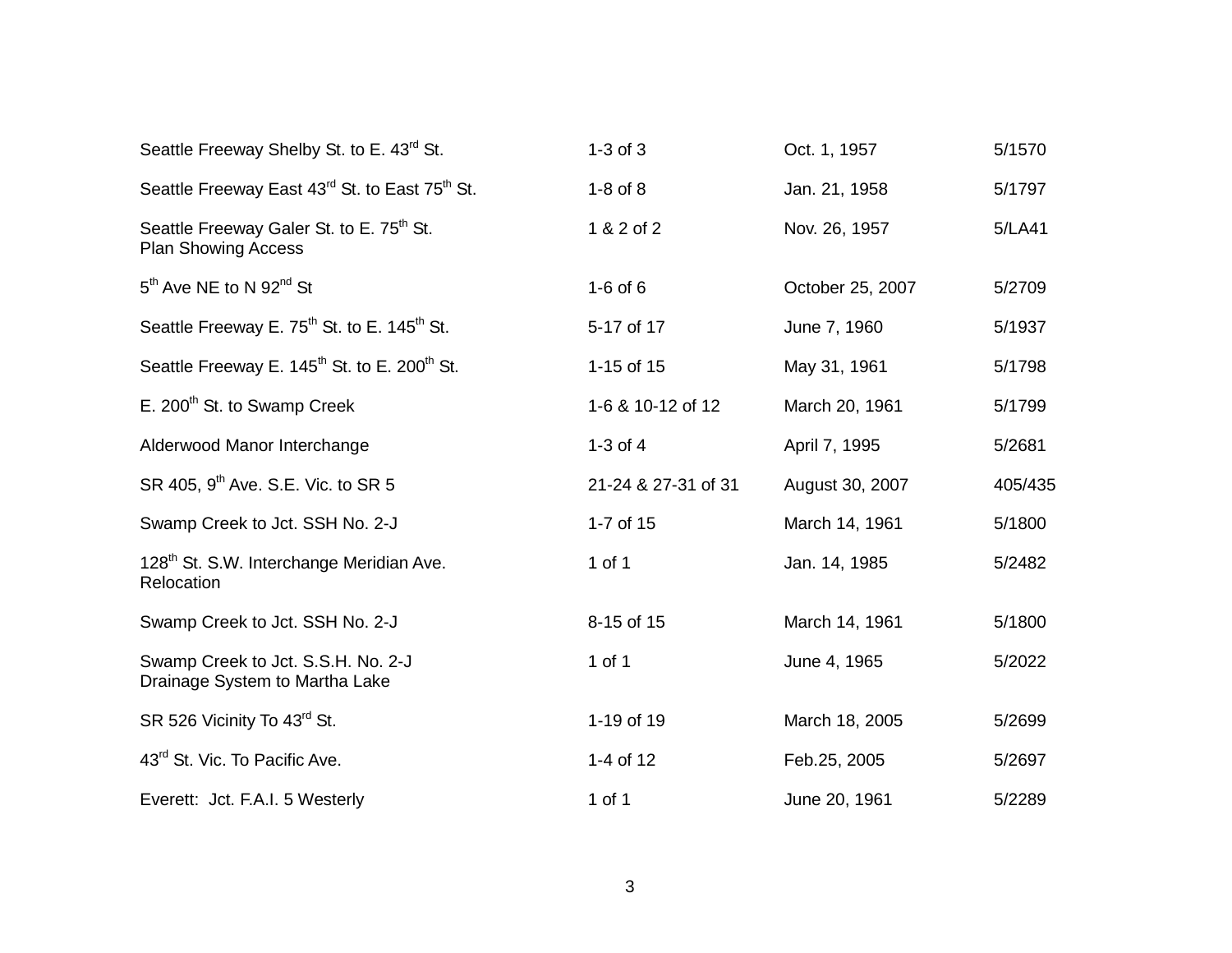| | | | |
|---|---|---|---|
| Seattle Freeway Shelby St. to E. 43rd St. | 1-3 of 3 | Oct. 1, 1957 | 5/1570 |
| Seattle Freeway East 43rd St. to East 75th St. | 1-8 of 8 | Jan. 21, 1958 | 5/1797 |
| Seattle Freeway Galer St. to E. 75th St. Plan Showing Access | 1 & 2 of 2 | Nov. 26, 1957 | 5/LA41 |
| 5th Ave NE to N 92nd St | 1-6 of 6 | October 25, 2007 | 5/2709 |
| Seattle Freeway E. 75th St. to E. 145th St. | 5-17 of 17 | June 7, 1960 | 5/1937 |
| Seattle Freeway E. 145th St. to E. 200th St. | 1-15 of 15 | May 31, 1961 | 5/1798 |
| E. 200th St. to Swamp Creek | 1-6 & 10-12 of 12 | March 20, 1961 | 5/1799 |
| Alderwood Manor Interchange | 1-3 of 4 | April 7, 1995 | 5/2681 |
| SR 405, 9th Ave. S.E. Vic. to SR 5 | 21-24 & 27-31 of 31 | August 30, 2007 | 405/435 |
| Swamp Creek to Jct. SSH No. 2-J | 1-7 of 15 | March 14, 1961 | 5/1800 |
| 128th St. S.W. Interchange Meridian Ave. Relocation | 1 of 1 | Jan. 14, 1985 | 5/2482 |
| Swamp Creek to Jct. SSH No. 2-J | 8-15 of 15 | March 14, 1961 | 5/1800 |
| Swamp Creek to Jct. S.S.H. No. 2-J Drainage System to Martha Lake | 1 of 1 | June 4, 1965 | 5/2022 |
| SR 526 Vicinity To 43rd St. | 1-19 of 19 | March 18, 2005 | 5/2699 |
| 43rd St. Vic. To Pacific Ave. | 1-4 of 12 | Feb.25, 2005 | 5/2697 |
| Everett: Jct. F.A.I. 5 Westerly | 1 of 1 | June 20, 1961 | 5/2289 |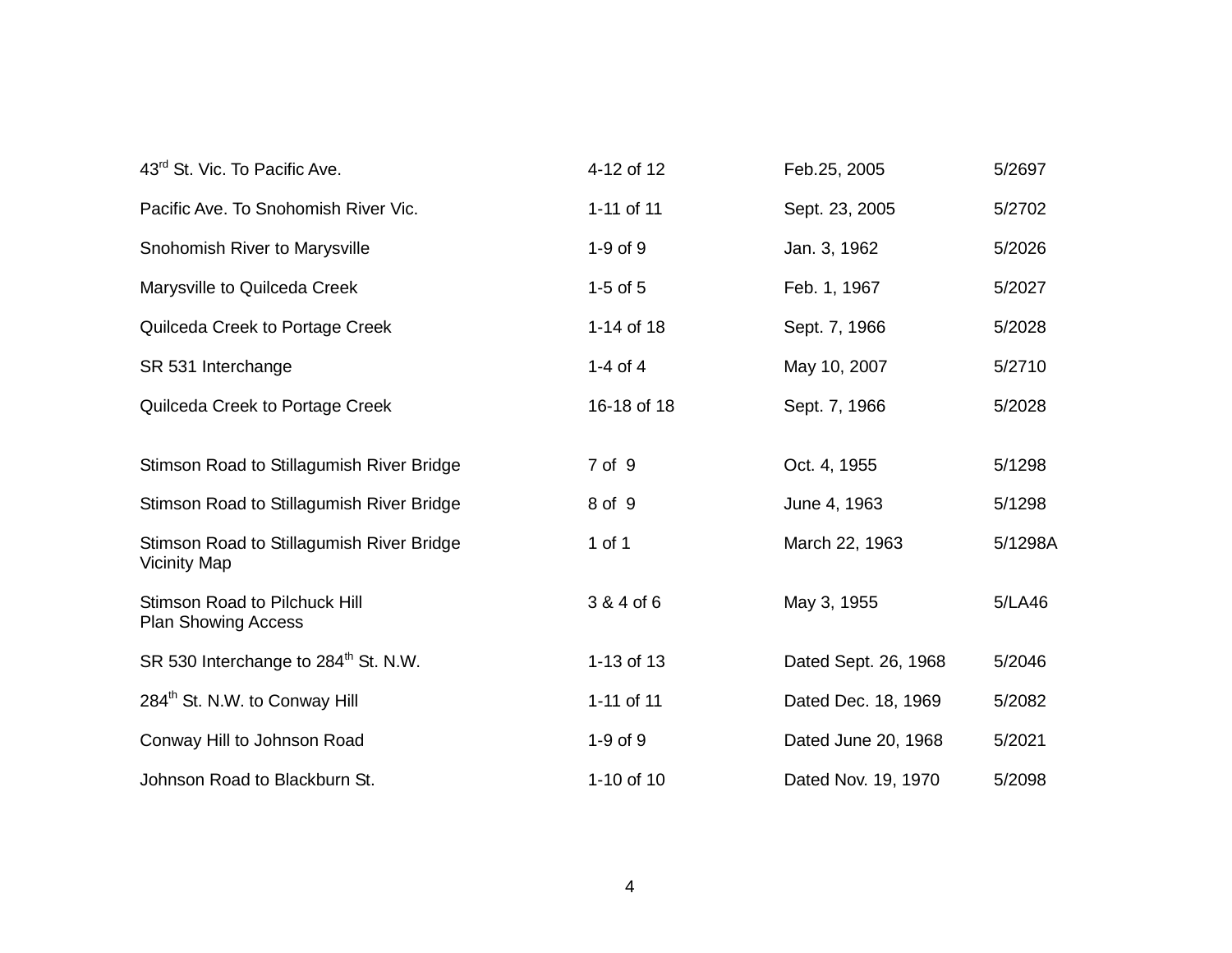| | | | |
|---|---|---|---|
| 43rd St. Vic. To Pacific Ave. | 4-12 of 12 | Feb.25, 2005 | 5/2697 |
| Pacific Ave. To Snohomish River Vic. | 1-11 of 11 | Sept. 23, 2005 | 5/2702 |
| Snohomish River to Marysville | 1-9 of 9 | Jan. 3, 1962 | 5/2026 |
| Marysville to Quilceda Creek | 1-5 of 5 | Feb. 1, 1967 | 5/2027 |
| Quilceda Creek to Portage Creek | 1-14 of 18 | Sept. 7, 1966 | 5/2028 |
| SR 531 Interchange | 1-4 of 4 | May 10, 2007 | 5/2710 |
| Quilceda Creek to Portage Creek | 16-18 of 18 | Sept. 7, 1966 | 5/2028 |
| Stimson Road to Stillagumish River Bridge | 7 of 9 | Oct. 4, 1955 | 5/1298 |
| Stimson Road to Stillagumish River Bridge | 8 of 9 | June 4, 1963 | 5/1298 |
| Stimson Road to Stillagumish River Bridge Vicinity Map | 1 of 1 | March 22, 1963 | 5/1298A |
| Stimson Road to Pilchuck Hill Plan Showing Access | 3 & 4 of 6 | May 3, 1955 | 5/LA46 |
| SR 530 Interchange to 284th St. N.W. | 1-13 of 13 | Dated Sept. 26, 1968 | 5/2046 |
| 284th St. N.W. to Conway Hill | 1-11 of 11 | Dated Dec. 18, 1969 | 5/2082 |
| Conway Hill to Johnson Road | 1-9 of 9 | Dated June 20, 1968 | 5/2021 |
| Johnson Road to Blackburn St. | 1-10 of 10 | Dated Nov. 19, 1970 | 5/2098 |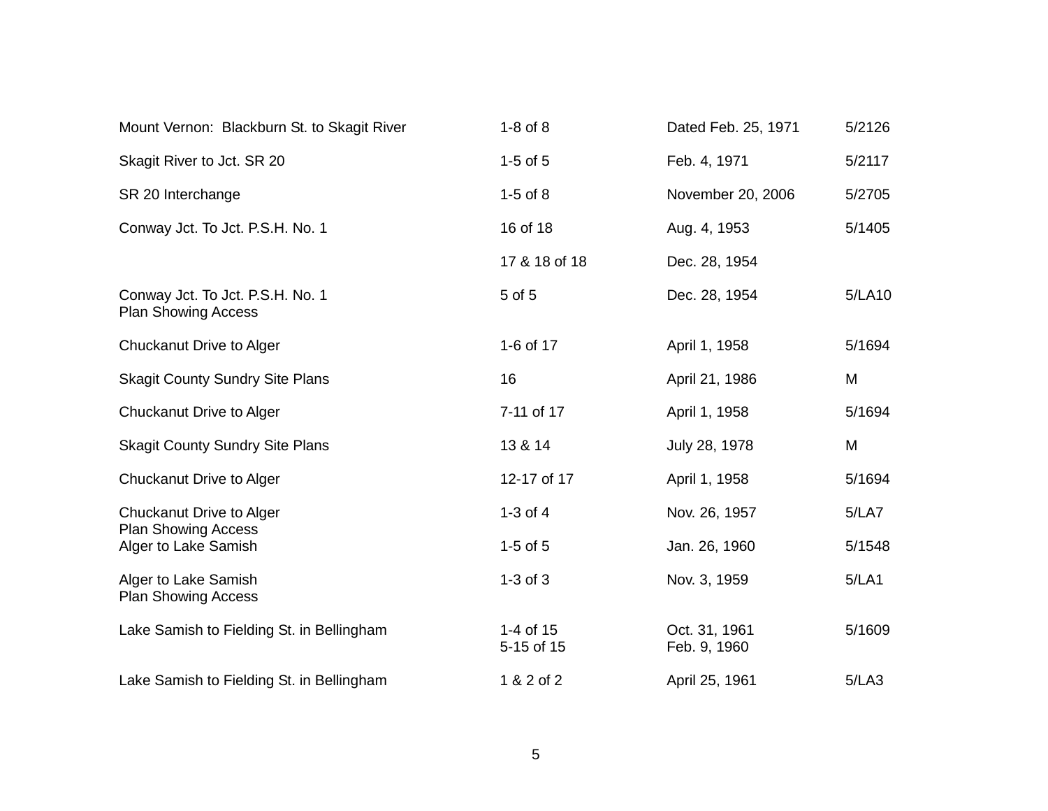| | | | |
|---|---|---|---|
| Mount Vernon:  Blackburn St. to Skagit River | 1-8 of 8 | Dated Feb. 25, 1971 | 5/2126 |
| Skagit River to Jct. SR 20 | 1-5 of 5 | Feb. 4, 1971 | 5/2117 |
| SR 20 Interchange | 1-5 of 8 | November 20, 2006 | 5/2705 |
| Conway Jct. To Jct. P.S.H. No. 1 | 16 of 18 | Aug. 4, 1953 | 5/1405 |
| | 17 & 18 of 18 | Dec. 28, 1954 | |
| Conway Jct. To Jct. P.S.H. No. 1<br>Plan Showing Access | 5 of 5 | Dec. 28, 1954 | 5/LA10 |
| Chuckanut Drive to Alger | 1-6 of 17 | April 1, 1958 | 5/1694 |
| Skagit County Sundry Site Plans | 16 | April 21, 1986 | M |
| Chuckanut Drive to Alger | 7-11 of 17 | April 1, 1958 | 5/1694 |
| Skagit County Sundry Site Plans | 13 & 14 | July 28, 1978 | M |
| Chuckanut Drive to Alger | 12-17 of 17 | April 1, 1958 | 5/1694 |
| Chuckanut Drive to Alger<br>Plan Showing Access | 1-3 of 4 | Nov. 26, 1957 | 5/LA7 |
| Alger to Lake Samish | 1-5 of 5 | Jan. 26, 1960 | 5/1548 |
| Alger to Lake Samish<br>Plan Showing Access | 1-3 of 3 | Nov. 3, 1959 | 5/LA1 |
| Lake Samish to Fielding St. in Bellingham | 1-4 of 15<br>5-15 of 15 | Oct. 31, 1961<br>Feb. 9, 1960 | 5/1609 |
| Lake Samish to Fielding St. in Bellingham | 1 & 2 of 2 | April 25, 1961 | 5/LA3 |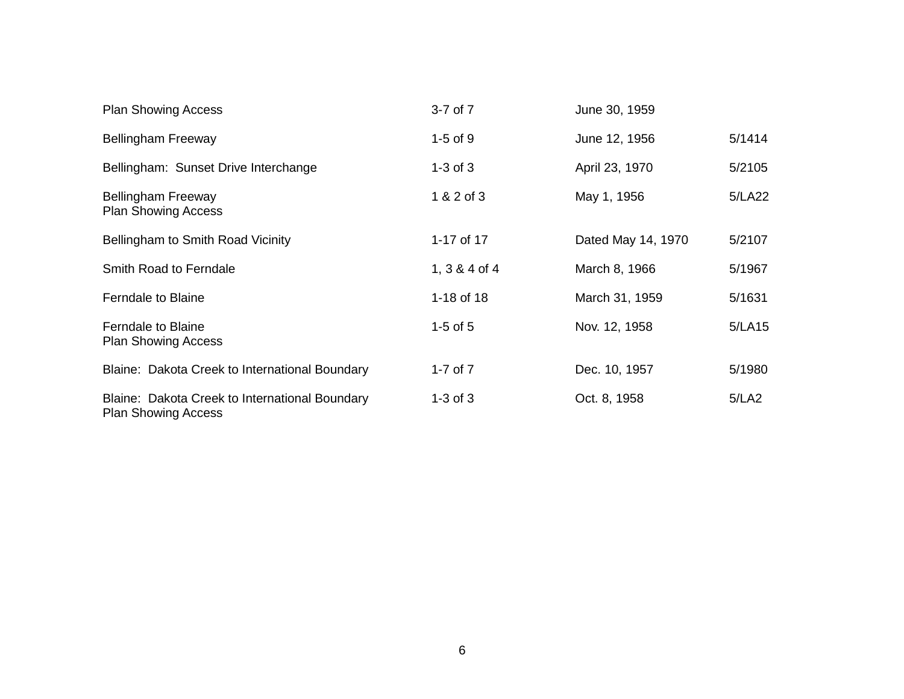| | | | |
|---|---|---|---|
| Plan Showing Access | 3-7 of 7 | June 30, 1959 | |
| Bellingham Freeway | 1-5 of 9 | June 12, 1956 | 5/1414 |
| Bellingham:  Sunset Drive Interchange | 1-3 of 3 | April 23, 1970 | 5/2105 |
| Bellingham Freeway<br>Plan Showing Access | 1 & 2 of 3 | May 1, 1956 | 5/LA22 |
| Bellingham to Smith Road Vicinity | 1-17 of 17 | Dated May 14, 1970 | 5/2107 |
| Smith Road to Ferndale | 1, 3 & 4 of 4 | March 8, 1966 | 5/1967 |
| Ferndale to Blaine | 1-18 of 18 | March 31, 1959 | 5/1631 |
| Ferndale to Blaine<br>Plan Showing Access | 1-5 of 5 | Nov. 12, 1958 | 5/LA15 |
| Blaine:  Dakota Creek to International Boundary | 1-7 of 7 | Dec. 10, 1957 | 5/1980 |
| Blaine:  Dakota Creek to International Boundary<br>Plan Showing Access | 1-3 of 3 | Oct. 8, 1958 | 5/LA2 |